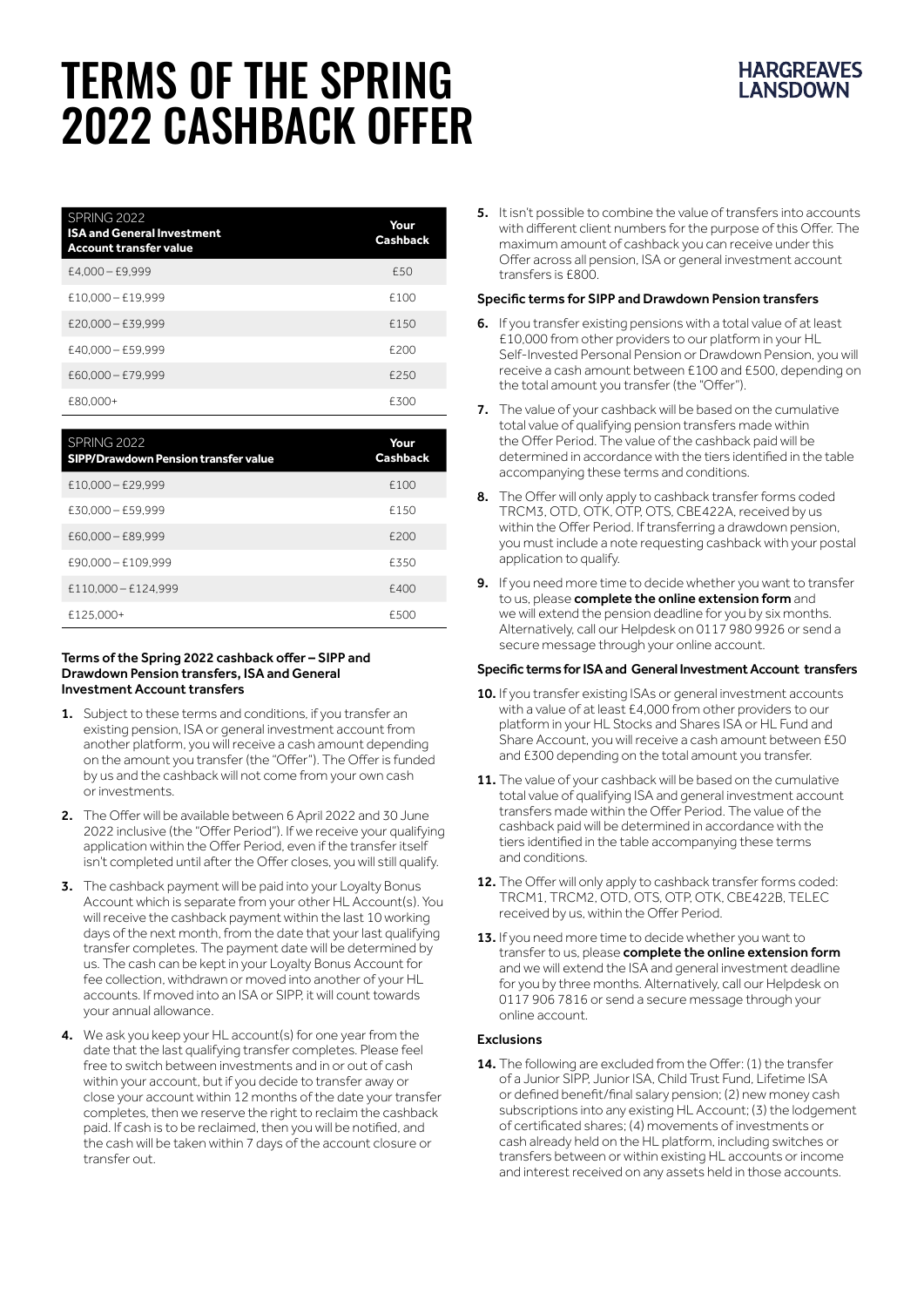# TERMS OF THE SPRING 2022 CASHBACK OFFER

HARGREAVES LANSDOWN

| SPRING 2022 **ISA and General Investment Account transfer value** | **Your Cashback** |
|---|---|
| £4,000 – £9,999 | £50 |
| £10,000 – £19,999 | £100 |
| £20,000 – £39,999 | £150 |
| £40,000 – £59,999 | £200 |
| £60,000 – £79,999 | £250 |
| £80,000+ | £300 |

| SPRING 2022 **SIPP/Drawdown Pension transfer value** | **Your Cashback** |
|---|---|
| £10,000 – £29,999 | £100 |
| £30,000 – £59,999 | £150 |
| £60,000 – £89,999 | £200 |
| £90,000 – £109,999 | £350 |
| £110,000 – £124,999 | £400 |
| £125,000+ | £500 |

### Terms of the Spring 2022 cashback offer – SIPP and Drawdown Pension transfers, ISA and General Investment Account transfers

1. Subject to these terms and conditions, if you transfer an existing pension, ISA or general investment account from another platform, you will receive a cash amount depending on the amount you transfer (the "Offer"). The Offer is funded by us and the cashback will not come from your own cash or investments.
2. The Offer will be available between 6 April 2022 and 30 June 2022 inclusive (the "Offer Period"). If we receive your qualifying application within the Offer Period, even if the transfer itself isn't completed until after the Offer closes, you will still qualify.
3. The cashback payment will be paid into your Loyalty Bonus Account which is separate from your other HL Account(s). You will receive the cashback payment within the last 10 working days of the next month, from the date that your last qualifying transfer completes. The payment date will be determined by us. The cash can be kept in your Loyalty Bonus Account for fee collection, withdrawn or moved into another of your HL accounts. If moved into an ISA or SIPP, it will count towards your annual allowance.
4. We ask you keep your HL account(s) for one year from the date that the last qualifying transfer completes. Please feel free to switch between investments and in or out of cash within your account, but if you decide to transfer away or close your account within 12 months of the date your transfer completes, then we reserve the right to reclaim the cashback paid. If cash is to be reclaimed, then you will be notified, and the cash will be taken within 7 days of the account closure or transfer out.
5. It isn't possible to combine the value of transfers into accounts with different client numbers for the purpose of this Offer. The maximum amount of cashback you can receive under this Offer across all pension, ISA or general investment account transfers is £800.

### Specific terms for SIPP and Drawdown Pension transfers

6. If you transfer existing pensions with a total value of at least £10,000 from other providers to our platform in your HL Self-Invested Personal Pension or Drawdown Pension, you will receive a cash amount between £100 and £500, depending on the total amount you transfer (the "Offer").
7. The value of your cashback will be based on the cumulative total value of qualifying pension transfers made within the Offer Period. The value of the cashback paid will be determined in accordance with the tiers identified in the table accompanying these terms and conditions.
8. The Offer will only apply to cashback transfer forms coded TRCM3, OTD, OTK, OTP, OTS, CBE422A, received by us within the Offer Period. If transferring a drawdown pension, you must include a note requesting cashback with your postal application to qualify.
9. If you need more time to decide whether you want to transfer to us, please **complete the online extension form** and we will extend the pension deadline for you by six months. Alternatively, call our Helpdesk on 0117 980 9926 or send a secure message through your online account.

### Specific terms for ISA and General Investment Account transfers

10. If you transfer existing ISAs or general investment accounts with a value of at least £4,000 from other providers to our platform in your HL Stocks and Shares ISA or HL Fund and Share Account, you will receive a cash amount between £50 and £300 depending on the total amount you transfer.
11. The value of your cashback will be based on the cumulative total value of qualifying ISA and general investment account transfers made within the Offer Period. The value of the cashback paid will be determined in accordance with the tiers identified in the table accompanying these terms and conditions.
12. The Offer will only apply to cashback transfer forms coded: TRCM1, TRCM2, OTD, OTS, OTP, OTK, CBE422B, TELEC received by us, within the Offer Period.
13. If you need more time to decide whether you want to transfer to us, please **complete the online extension form** and we will extend the ISA and general investment deadline for you by three months. Alternatively, call our Helpdesk on 0117 906 7816 or send a secure message through your online account.

### Exclusions

14. The following are excluded from the Offer: (1) the transfer of a Junior SIPP, Junior ISA, Child Trust Fund, Lifetime ISA or defined benefit/final salary pension; (2) new money cash subscriptions into any existing HL Account; (3) the lodgement of certificated shares; (4) movements of investments or cash already held on the HL platform, including switches or transfers between or within existing HL accounts or income and interest received on any assets held in those accounts.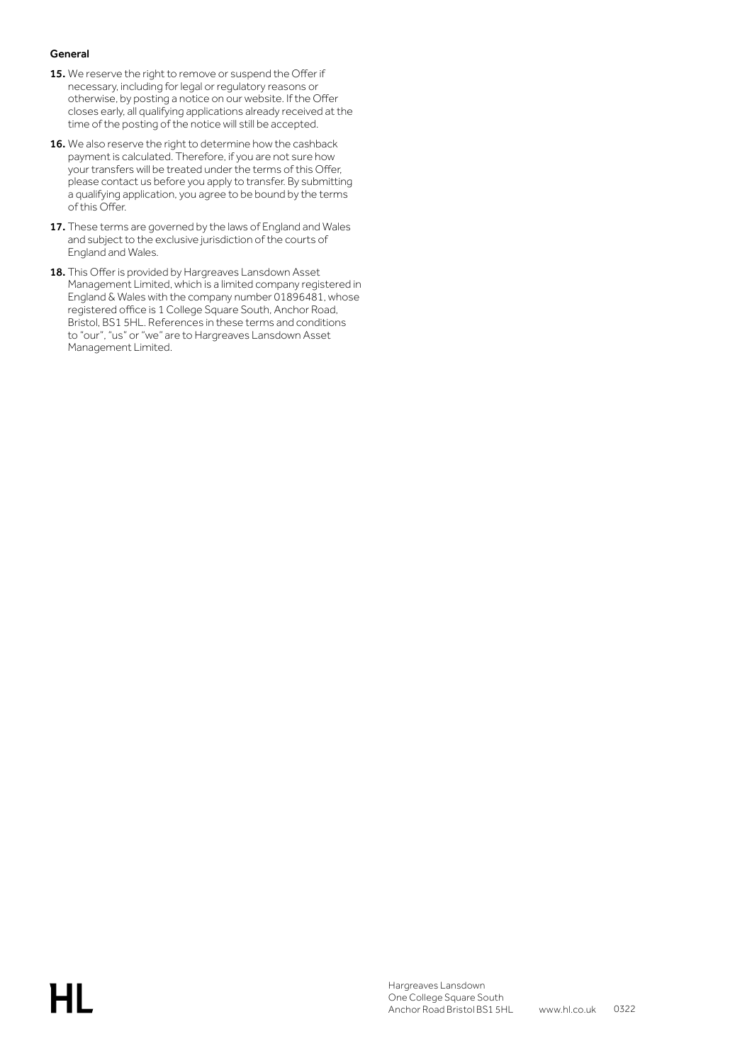**General**

15. We reserve the right to remove or suspend the Offer if necessary, including for legal or regulatory reasons or otherwise, by posting a notice on our website. If the Offer closes early, all qualifying applications already received at the time of the posting of the notice will still be accepted.

16. We also reserve the right to determine how the cashback payment is calculated. Therefore, if you are not sure how your transfers will be treated under the terms of this Offer, please contact us before you apply to transfer. By submitting a qualifying application, you agree to be bound by the terms of this Offer.

17. These terms are governed by the laws of England and Wales and subject to the exclusive jurisdiction of the courts of England and Wales.

18. This Offer is provided by Hargreaves Lansdown Asset Management Limited, which is a limited company registered in England & Wales with the company number 01896481, whose registered office is 1 College Square South, Anchor Road, Bristol, BS1 5HL. References in these terms and conditions to "our", "us" or "we" are to Hargreaves Lansdown Asset Management Limited.

HL

Hargreaves Lansdown
One College Square South
Anchor Road Bristol BS1 5HL www.hl.co.uk 0322